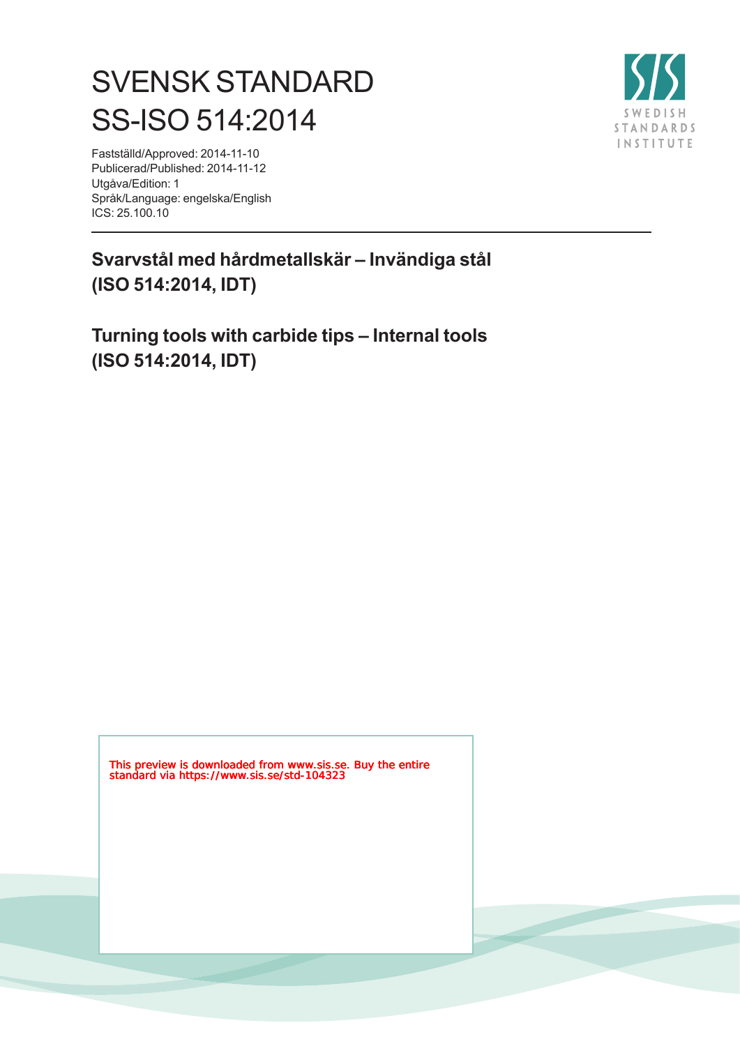# SVENSK STANDARD
# SS-ISO 514:2014

Fastställd/Approved: 2014-11-10
Publicerad/Published: 2014-11-12
Utgåva/Edition: 1
Språk/Language: engelska/English
ICS: 25.100.10

SWEDISH STANDARDS INSTITUTE

## Svarvstål med hårdmetallskär – Invändiga stål (ISO 514:2014, IDT)

## Turning tools with carbide tips – Internal tools (ISO 514:2014, IDT)

This preview is downloaded from www.sis.se. Buy the entire standard via https://www.sis.se/std-104323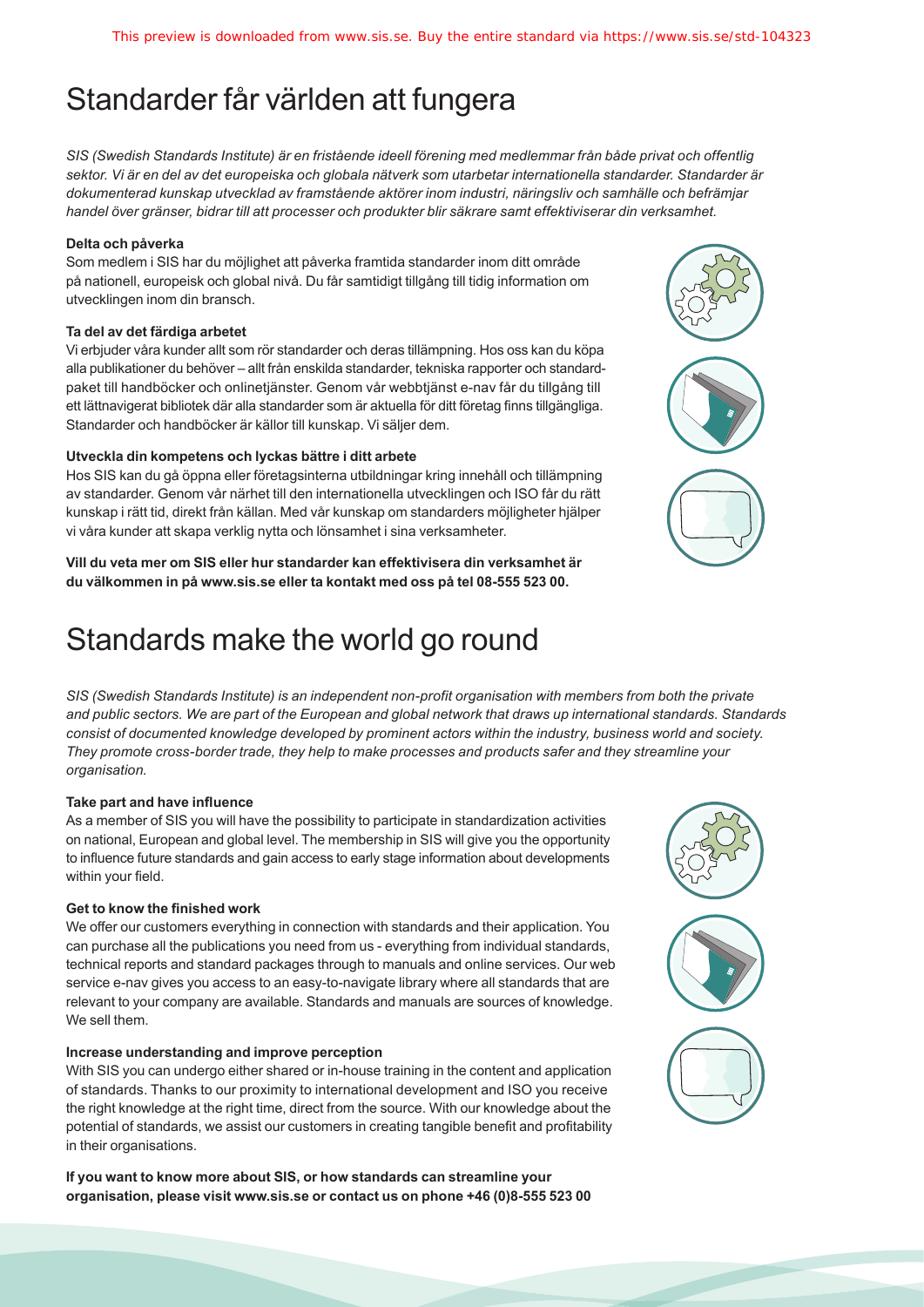# Standarder får världen att fungera

*SIS (Swedish Standards Institute) är en fristående ideell förening med medlemmar från både privat och offentlig sektor. Vi är en del av det europeiska och globala nätverk som utarbetar internationella standarder. Standarder är dokumenterad kunskap utvecklad av framstående aktörer inom industri, näringsliv och samhälle och befrämjar handel över gränser, bidrar till att processer och produkter blir säkrare samt effektiviserar din verksamhet.*

**Delta och påverka**

Som medlem i SIS har du möjlighet att påverka framtida standarder inom ditt område på nationell, europeisk och global nivå. Du får samtidigt tillgång till tidig information om utvecklingen inom din bransch.

**Ta del av det färdiga arbetet**

Vi erbjuder våra kunder allt som rör standarder och deras tillämpning. Hos oss kan du köpa alla publikationer du behöver – allt från enskilda standarder, tekniska rapporter och standardpaket till handböcker och onlinetjänster. Genom vår webbtjänst e-nav får du tillgång till ett lättnavigerat bibliotek där alla standarder som är aktuella för ditt företag finns tillgängliga. Standarder och handböcker är källor till kunskap. Vi säljer dem.

**Utveckla din kompetens och lyckas bättre i ditt arbete**

Hos SIS kan du gå öppna eller företagsinterna utbildningar kring innehåll och tillämpning av standarder. Genom vår närhet till den internationella utvecklingen och ISO får du rätt kunskap i rätt tid, direkt från källan. Med vår kunskap om standarders möjligheter hjälper vi våra kunder att skapa verklig nytta och lönsamhet i sina verksamheter.

**Vill du veta mer om SIS eller hur standarder kan effektivisera din verksamhet är du välkommen in på www.sis.se eller ta kontakt med oss på tel 08-555 523 00.**

# Standards make the world go round

*SIS (Swedish Standards Institute) is an independent non-profit organisation with members from both the private and public sectors. We are part of the European and global network that draws up international standards. Standards consist of documented knowledge developed by prominent actors within the industry, business world and society. They promote cross-border trade, they help to make processes and products safer and they streamline your organisation.*

**Take part and have influence**

As a member of SIS you will have the possibility to participate in standardization activities on national, European and global level. The membership in SIS will give you the opportunity to influence future standards and gain access to early stage information about developments within your field.

**Get to know the finished work**

We offer our customers everything in connection with standards and their application. You can purchase all the publications you need from us - everything from individual standards, technical reports and standard packages through to manuals and online services. Our web service e-nav gives you access to an easy-to-navigate library where all standards that are relevant to your company are available. Standards and manuals are sources of knowledge. We sell them.

**Increase understanding and improve perception**

With SIS you can undergo either shared or in-house training in the content and application of standards. Thanks to our proximity to international development and ISO you receive the right knowledge at the right time, direct from the source. With our knowledge about the potential of standards, we assist our customers in creating tangible benefit and profitability in their organisations.

**If you want to know more about SIS, or how standards can streamline your organisation, please visit www.sis.se or contact us on phone +46 (0)8-555 523 00**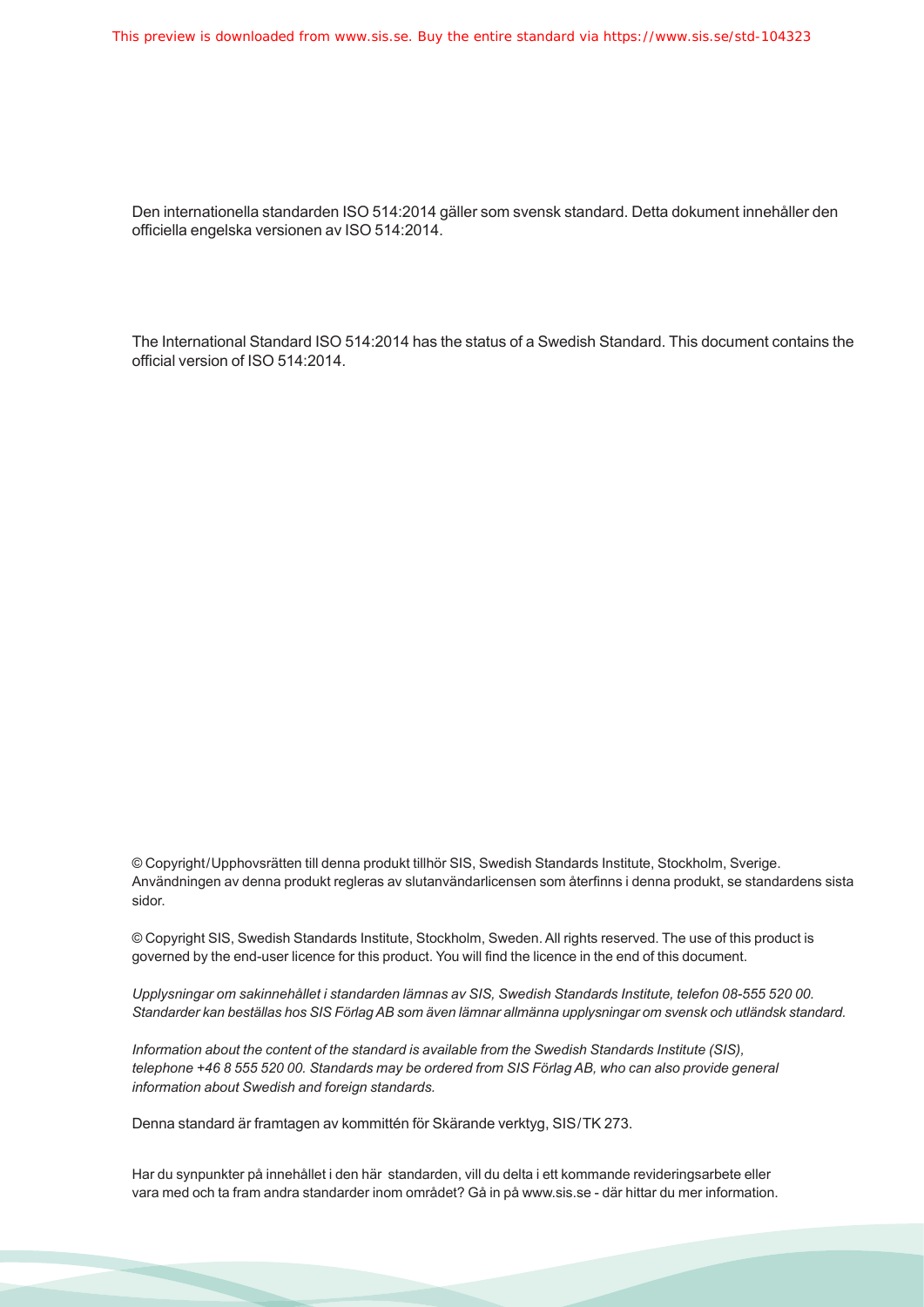Den internationella standarden ISO 514:2014 gäller som svensk standard. Detta dokument innehåller den officiella engelska versionen av ISO 514:2014.

The International Standard ISO 514:2014 has the status of a Swedish Standard. This document contains the official version of ISO 514:2014.

© Copyright/Upphovsrätten till denna produkt tillhör SIS, Swedish Standards Institute, Stockholm, Sverige. Användningen av denna produkt regleras av slutanvändarlicensen som återfinns i denna produkt, se standardens sista sidor.

© Copyright SIS, Swedish Standards Institute, Stockholm, Sweden. All rights reserved. The use of this product is governed by the end-user licence for this product. You will find the licence in the end of this document.

*Upplysningar om sakinnehållet i standarden lämnas av SIS, Swedish Standards Institute, telefon 08-555 520 00. Standarder kan beställas hos SIS Förlag AB som även lämnar allmänna upplysningar om svensk och utländsk standard.*

*Information about the content of the standard is available from the Swedish Standards Institute (SIS), telephone +46 8 555 520 00. Standards may be ordered from SIS Förlag AB, who can also provide general information about Swedish and foreign standards.*

Denna standard är framtagen av kommittén för Skärande verktyg, SIS/TK 273.

Har du synpunkter på innehållet i den här standarden, vill du delta i ett kommande revideringsarbete eller vara med och ta fram andra standarder inom området? Gå in på www.sis.se - där hittar du mer information.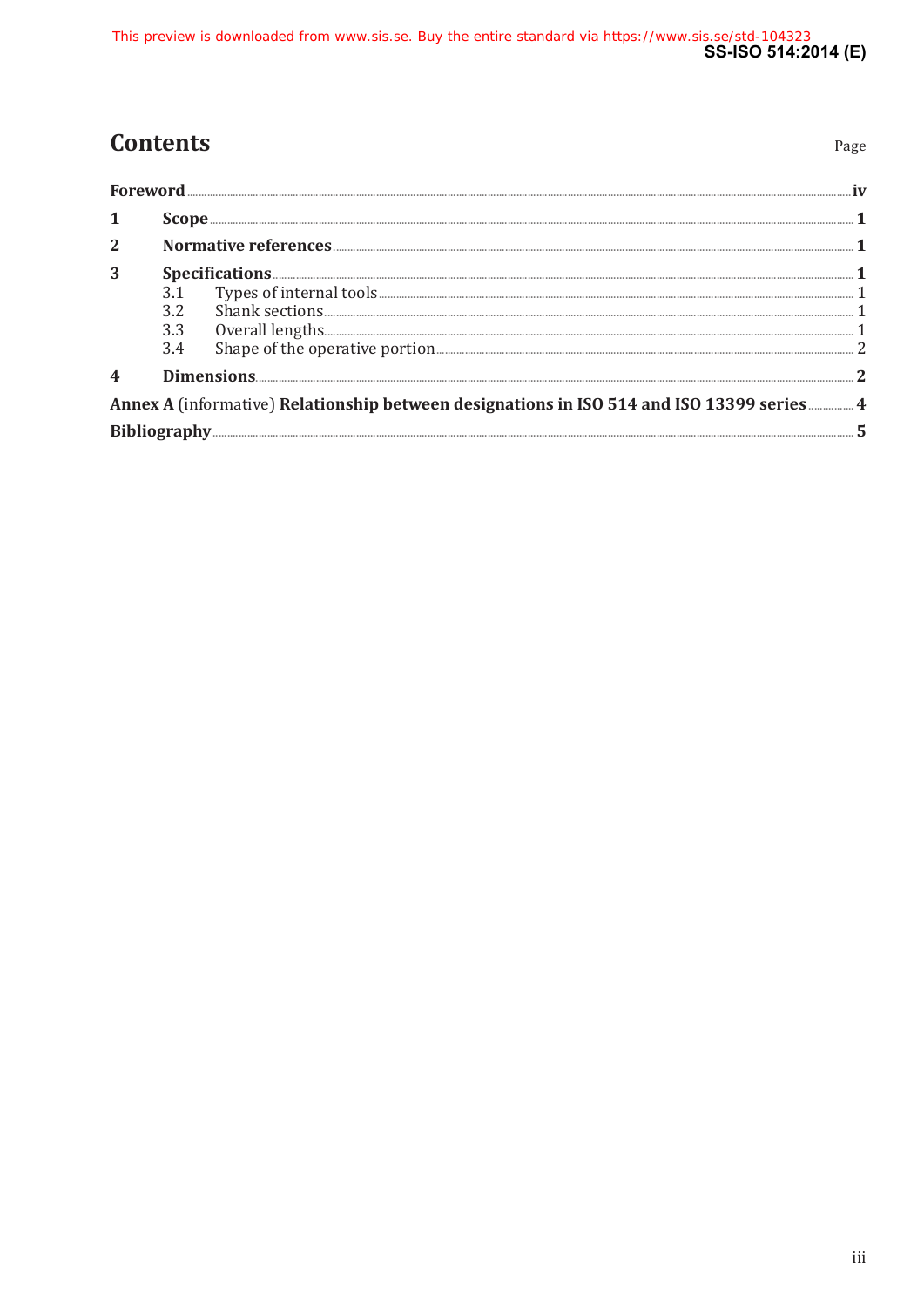# Contents

| | | Page |
|---|---|---|
| **Foreword** | | **iv** |
| **1** | **Scope** | **1** |
| **2** | **Normative references** | **1** |
| **3** | **Specifications** | **1** |
| | 3.1 Types of internal tools | 1 |
| | 3.2 Shank sections | 1 |
| | 3.3 Overall lengths | 1 |
| | 3.4 Shape of the operative portion | 2 |
| **4** | **Dimensions** | **2** |
| **Annex A** (informative) **Relationship between designations in ISO 514 and ISO 13399 series** | | **4** |
| **Bibliography** | | **5** |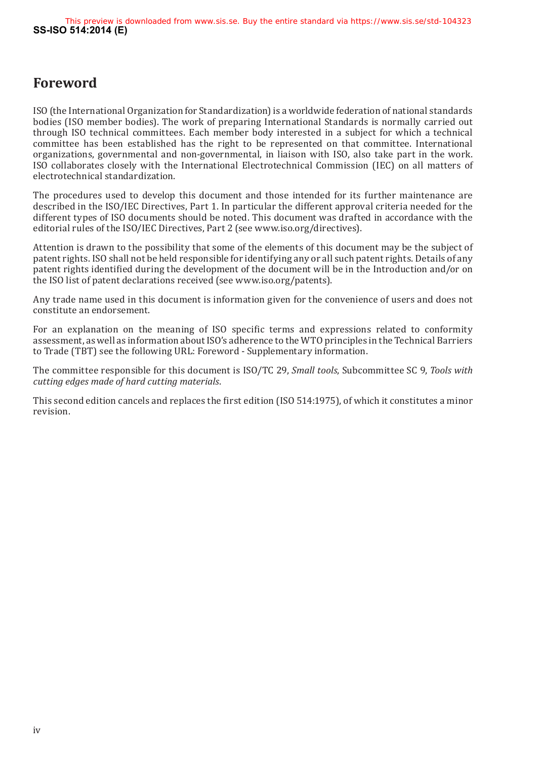# Foreword

ISO (the International Organization for Standardization) is a worldwide federation of national standards bodies (ISO member bodies). The work of preparing International Standards is normally carried out through ISO technical committees. Each member body interested in a subject for which a technical committee has been established has the right to be represented on that committee. International organizations, governmental and non-governmental, in liaison with ISO, also take part in the work. ISO collaborates closely with the International Electrotechnical Commission (IEC) on all matters of electrotechnical standardization.

The procedures used to develop this document and those intended for its further maintenance are described in the ISO/IEC Directives, Part 1. In particular the different approval criteria needed for the different types of ISO documents should be noted. This document was drafted in accordance with the editorial rules of the ISO/IEC Directives, Part 2 (see www.iso.org/directives).

Attention is drawn to the possibility that some of the elements of this document may be the subject of patent rights. ISO shall not be held responsible for identifying any or all such patent rights. Details of any patent rights identified during the development of the document will be in the Introduction and/or on the ISO list of patent declarations received (see www.iso.org/patents).

Any trade name used in this document is information given for the convenience of users and does not constitute an endorsement.

For an explanation on the meaning of ISO specific terms and expressions related to conformity assessment, as well as information about ISO's adherence to the WTO principles in the Technical Barriers to Trade (TBT) see the following URL: Foreword - Supplementary information.

The committee responsible for this document is ISO/TC 29, *Small tools*, Subcommittee SC 9, *Tools with cutting edges made of hard cutting materials*.

This second edition cancels and replaces the first edition (ISO 514:1975), of which it constitutes a minor revision.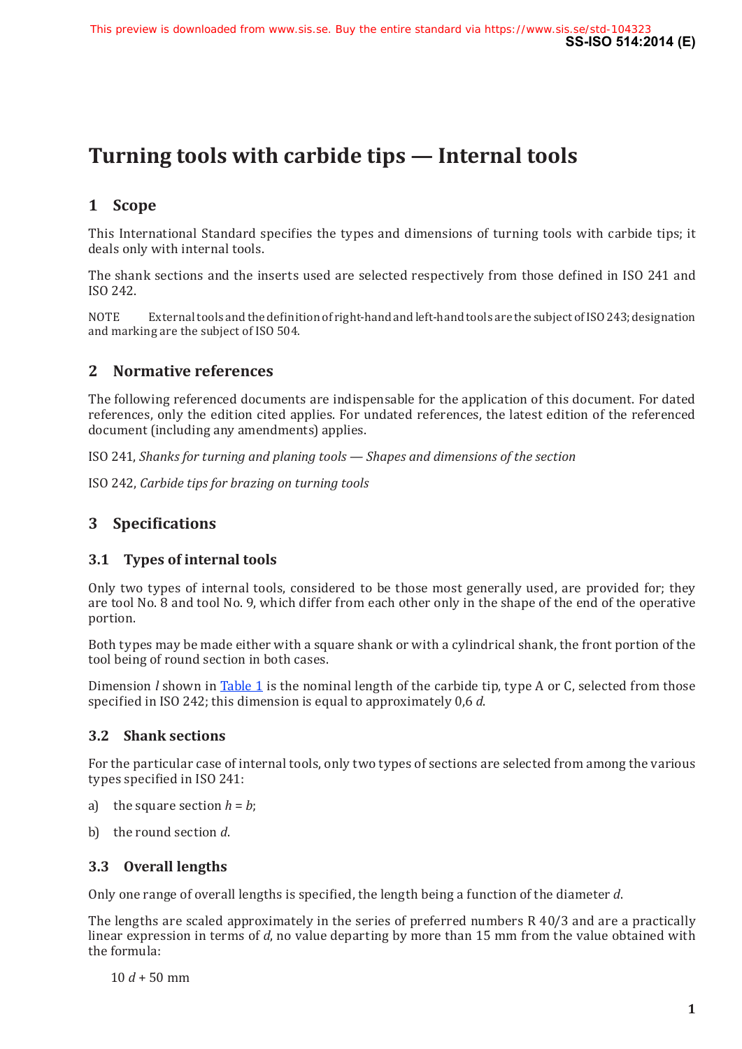# Turning tools with carbide tips — Internal tools

## 1 Scope

This International Standard specifies the types and dimensions of turning tools with carbide tips; it deals only with internal tools.

The shank sections and the inserts used are selected respectively from those defined in ISO 241 and ISO 242.

NOTE External tools and the definition of right-hand and left-hand tools are the subject of ISO 243; designation and marking are the subject of ISO 504.

## 2 Normative references

The following referenced documents are indispensable for the application of this document. For dated references, only the edition cited applies. For undated references, the latest edition of the referenced document (including any amendments) applies.

ISO 241, *Shanks for turning and planing tools — Shapes and dimensions of the section*

ISO 242, *Carbide tips for brazing on turning tools*

## 3 Specifications

### 3.1 Types of internal tools

Only two types of internal tools, considered to be those most generally used, are provided for; they are tool No. 8 and tool No. 9, which differ from each other only in the shape of the end of the operative portion.

Both types may be made either with a square shank or with a cylindrical shank, the front portion of the tool being of round section in both cases.

Dimension $l$ shown in Table 1 is the nominal length of the carbide tip, type A or C, selected from those specified in ISO 242; this dimension is equal to approximately 0,6 $d$.

### 3.2 Shank sections

For the particular case of internal tools, only two types of sections are selected from among the various types specified in ISO 241:

a) the square section $h = b$;

b) the round section $d$.

### 3.3 Overall lengths

Only one range of overall lengths is specified, the length being a function of the diameter $d$.

The lengths are scaled approximately in the series of preferred numbers R 40/3 and are a practically linear expression in terms of $d$, no value departing by more than 15 mm from the value obtained with the formula:

$10\,d + 50$ mm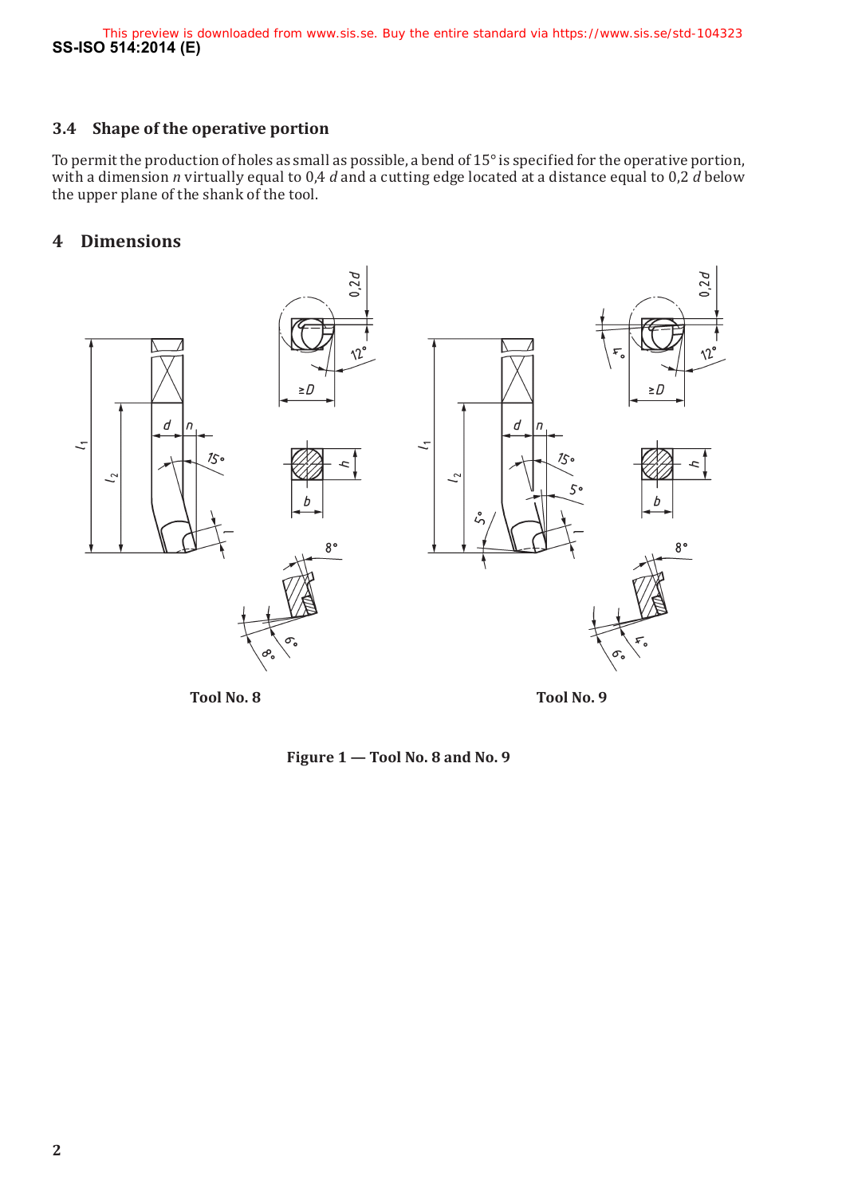## 3.4 Shape of the operative portion

To permit the production of holes as small as possible, a bend of 15° is specified for the operative portion, with a dimension $n$ virtually equal to 0,4 $d$ and a cutting edge located at a distance equal to 0,2 $d$ below the upper plane of the shank of the tool.

# 4 Dimensions

Tool No. 8

Tool No. 9

**Figure 1 — Tool No. 8 and No. 9**